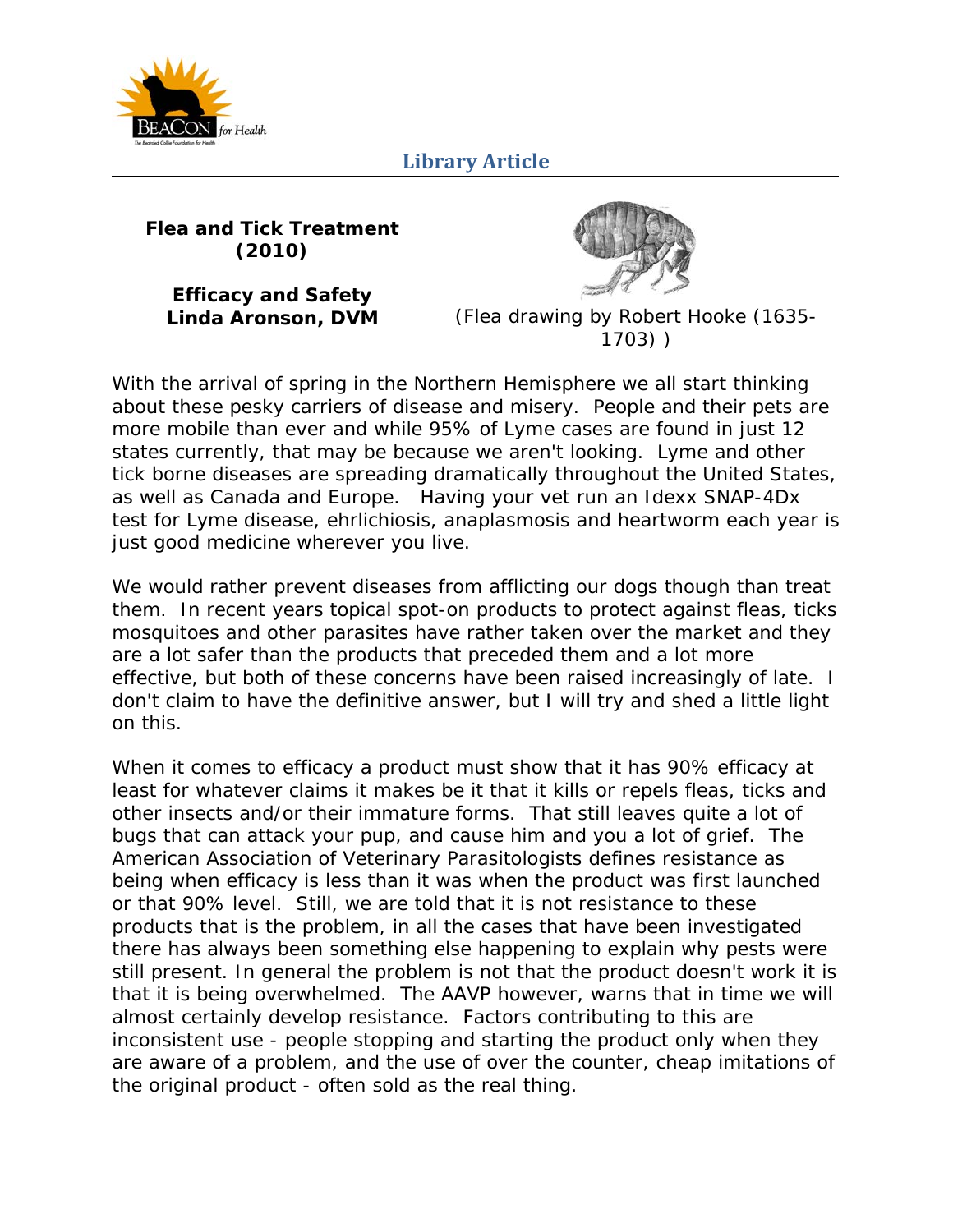Library Article

**Flea and Tick Treatment (2010)**

**Efficacy and Safety**
**Linda Aronson, DVM**

(Flea drawing by Robert Hooke (1635-1703) )

With the arrival of spring in the Northern Hemisphere we all start thinking about these pesky carriers of disease and misery. People and their pets are more mobile than ever and while 95% of Lyme cases are found in just 12 states currently, that may be because we aren't looking. Lyme and other tick borne diseases are spreading dramatically throughout the United States, as well as Canada and Europe. Having your vet run an Idexx SNAP-4Dx test for Lyme disease, ehrlichiosis, anaplasmosis and heartworm each year is just good medicine wherever you live.

We would rather prevent diseases from afflicting our dogs though than treat them. In recent years topical spot-on products to protect against fleas, ticks mosquitoes and other parasites have rather taken over the market and they are a lot safer than the products that preceded them and a lot more effective, but both of these concerns have been raised increasingly of late. I don't claim to have the definitive answer, but I will try and shed a little light on this.

When it comes to efficacy a product must show that it has 90% efficacy at least for whatever claims it makes be it that it kills or repels fleas, ticks and other insects and/or their immature forms. That still leaves quite a lot of bugs that can attack your pup, and cause him and you a lot of grief. The American Association of Veterinary Parasitologists defines resistance as being when efficacy is less than it was when the product was first launched or that 90% level. Still, we are told that it is not resistance to these products that is the problem, in all the cases that have been investigated there has always been something else happening to explain why pests were still present. In general the problem is not that the product doesn't work it is that it is being overwhelmed. The AAVP however, warns that in time we will almost certainly develop resistance. Factors contributing to this are inconsistent use - people stopping and starting the product only when they are aware of a problem, and the use of over the counter, cheap imitations of the original product - often sold as the real thing.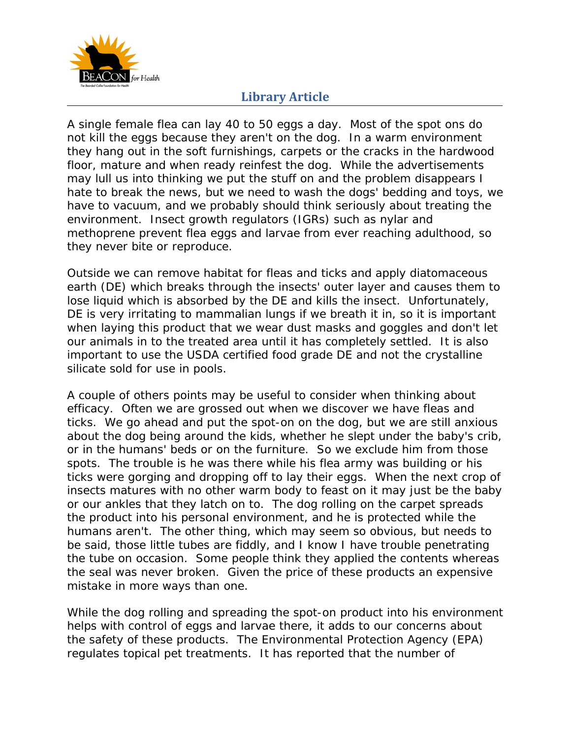A single female flea can lay 40 to 50 eggs a day. Most of the spot ons do not kill the eggs because they aren't on the dog. In a warm environment they hang out in the soft furnishings, carpets or the cracks in the hardwood floor, mature and when ready reinfest the dog. While the advertisements may lull us into thinking we put the stuff on and the problem disappears I hate to break the news, but we need to wash the dogs' bedding and toys, we have to vacuum, and we probably should think seriously about treating the environment. Insect growth regulators (IGRs) such as nylar and methoprene prevent flea eggs and larvae from ever reaching adulthood, so they never bite or reproduce.

Outside we can remove habitat for fleas and ticks and apply diatomaceous earth (DE) which breaks through the insects' outer layer and causes them to lose liquid which is absorbed by the DE and kills the insect. Unfortunately, DE is very irritating to mammalian lungs if we breath it in, so it is important when laying this product that we wear dust masks and goggles and don't let our animals in to the treated area until it has completely settled. It is also important to use the USDA certified food grade DE and not the crystalline silicate sold for use in pools.

A couple of others points may be useful to consider when thinking about efficacy. Often we are grossed out when we discover we have fleas and ticks. We go ahead and put the spot-on on the dog, but we are still anxious about the dog being around the kids, whether he slept under the baby's crib, or in the humans' beds or on the furniture. So we exclude him from those spots. The trouble is he was there while his flea army was building or his ticks were gorging and dropping off to lay their eggs. When the next crop of insects matures with no other warm body to feast on it may just be the baby or our ankles that they latch on to. The dog rolling on the carpet spreads the product into his personal environment, and he is protected while the humans aren't. The other thing, which may seem so obvious, but needs to be said, those little tubes are fiddly, and I know I have trouble penetrating the tube on occasion. Some people think they applied the contents whereas the seal was never broken. Given the price of these products an expensive mistake in more ways than one.

While the dog rolling and spreading the spot-on product into his environment helps with control of eggs and larvae there, it adds to our concerns about the safety of these products. The Environmental Protection Agency (EPA) regulates topical pet treatments. It has reported that the number of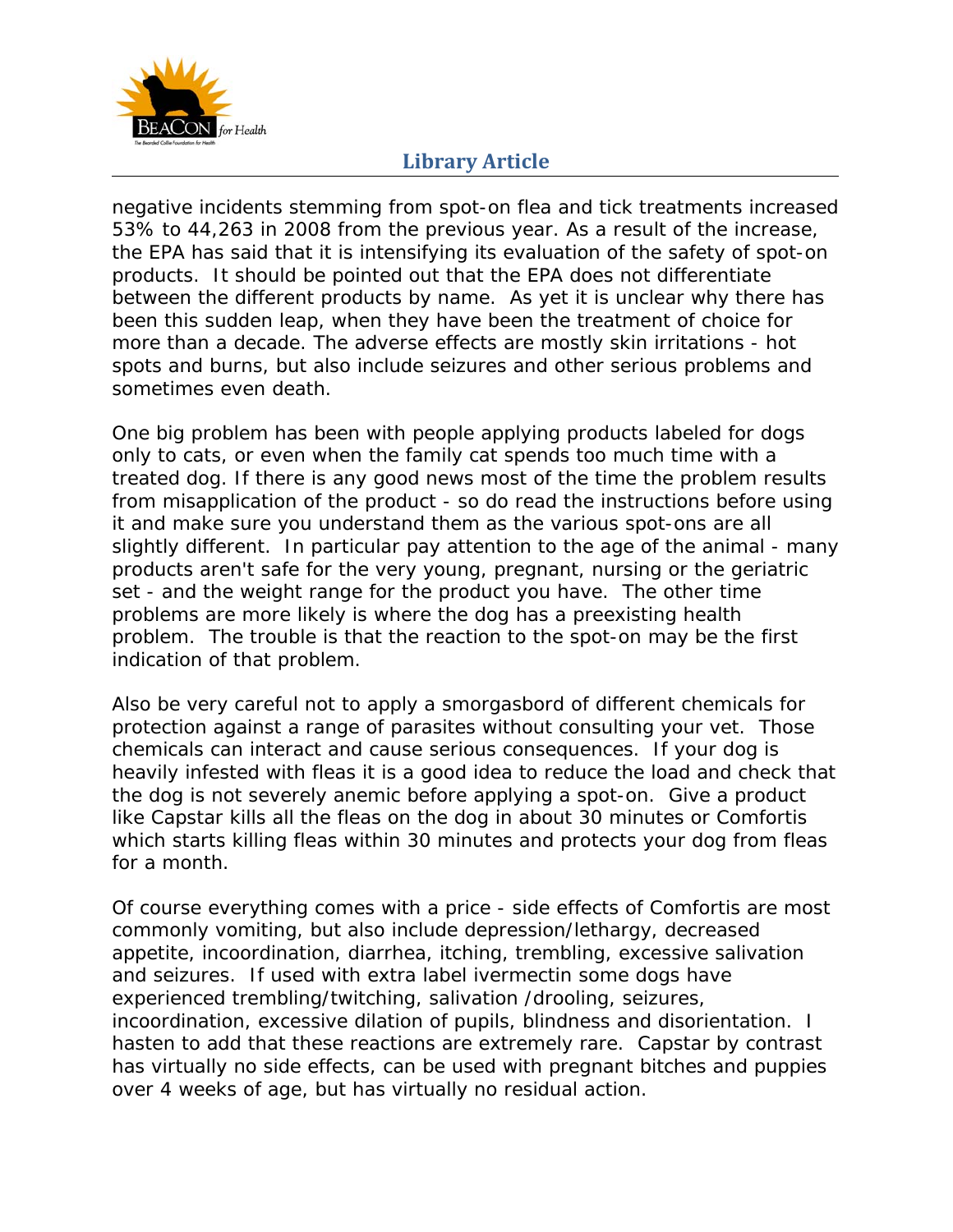negative incidents stemming from spot-on flea and tick treatments increased 53% to 44,263 in 2008 from the previous year. As a result of the increase, the EPA has said that it is intensifying its evaluation of the safety of spot-on products. It should be pointed out that the EPA does not differentiate between the different products by name. As yet it is unclear why there has been this sudden leap, when they have been the treatment of choice for more than a decade. The adverse effects are mostly skin irritations - hot spots and burns, but also include seizures and other serious problems and sometimes even death.

One big problem has been with people applying products labeled for dogs only to cats, or even when the family cat spends too much time with a treated dog. If there is any good news most of the time the problem results from misapplication of the product - so do read the instructions before using it and make sure you understand them as the various spot-ons are all slightly different. In particular pay attention to the age of the animal - many products aren't safe for the very young, pregnant, nursing or the geriatric set - and the weight range for the product you have. The other time problems are more likely is where the dog has a preexisting health problem. The trouble is that the reaction to the spot-on may be the first indication of that problem.

Also be very careful not to apply a smorgasbord of different chemicals for protection against a range of parasites without consulting your vet. Those chemicals can interact and cause serious consequences. If your dog is heavily infested with fleas it is a good idea to reduce the load and check that the dog is not severely anemic before applying a spot-on. Give a product like Capstar kills all the fleas on the dog in about 30 minutes or Comfortis which starts killing fleas within 30 minutes and protects your dog from fleas for a month.

Of course everything comes with a price - side effects of Comfortis are most commonly vomiting, but also include depression/lethargy, decreased appetite, incoordination, diarrhea, itching, trembling, excessive salivation and seizures. If used with extra label ivermectin some dogs have experienced trembling/twitching, salivation /drooling, seizures, incoordination, excessive dilation of pupils, blindness and disorientation. I hasten to add that these reactions are extremely rare. Capstar by contrast has virtually no side effects, can be used with pregnant bitches and puppies over 4 weeks of age, but has virtually no residual action.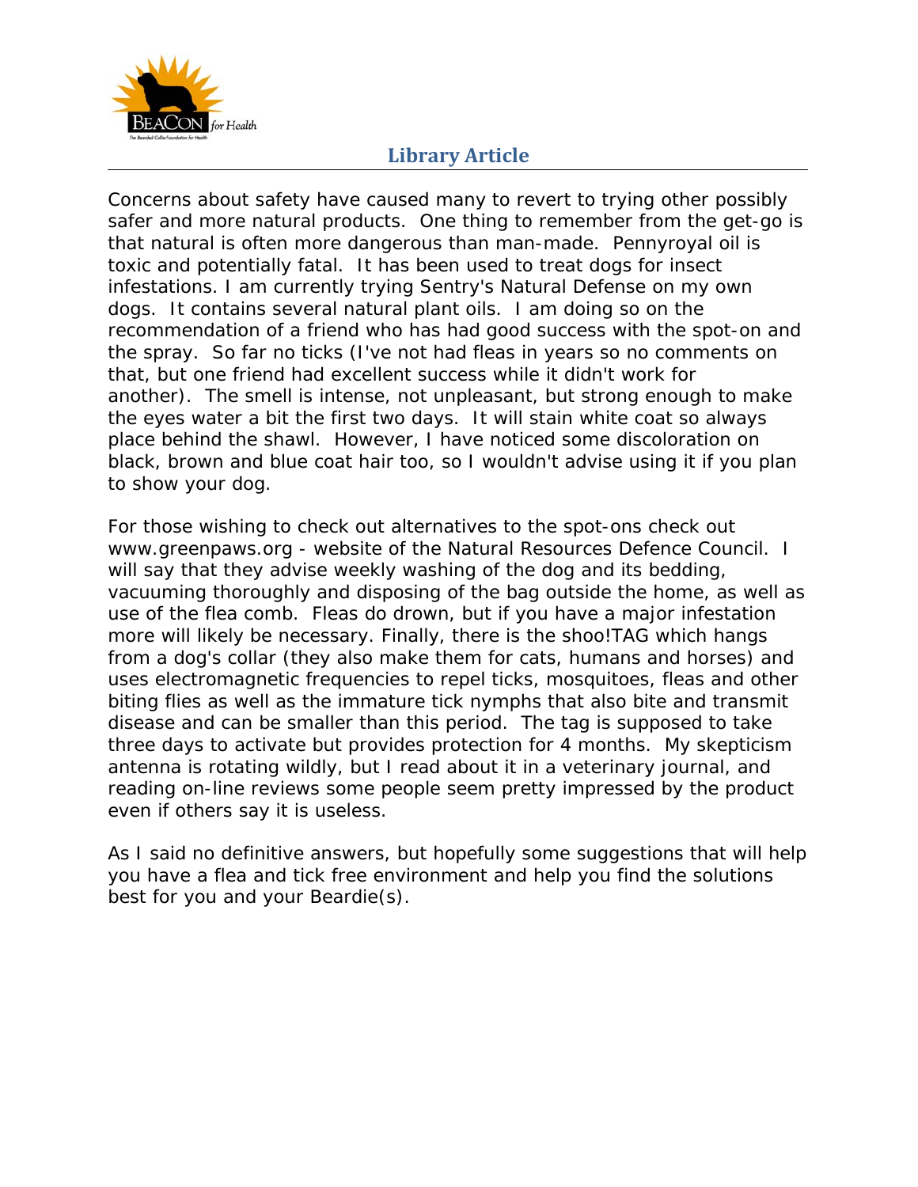Concerns about safety have caused many to revert to trying other possibly safer and more natural products. One thing to remember from the get-go is that natural is often more dangerous than man-made. Pennyroyal oil is toxic and potentially fatal. It has been used to treat dogs for insect infestations. I am currently trying Sentry's Natural Defense on my own dogs. It contains several natural plant oils. I am doing so on the recommendation of a friend who has had good success with the spot-on and the spray. So far no ticks (I've not had fleas in years so no comments on that, but one friend had excellent success while it didn't work for another). The smell is intense, not unpleasant, but strong enough to make the eyes water a bit the first two days. It will stain white coat so always place behind the shawl. However, I have noticed some discoloration on black, brown and blue coat hair too, so I wouldn't advise using it if you plan to show your dog.

For those wishing to check out alternatives to the spot-ons check out www.greenpaws.org - website of the Natural Resources Defence Council. I will say that they advise weekly washing of the dog and its bedding, vacuuming thoroughly and disposing of the bag outside the home, as well as use of the flea comb. Fleas do drown, but if you have a major infestation more will likely be necessary. Finally, there is the shoo!TAG which hangs from a dog's collar (they also make them for cats, humans and horses) and uses electromagnetic frequencies to repel ticks, mosquitoes, fleas and other biting flies as well as the immature tick nymphs that also bite and transmit disease and can be smaller than this period. The tag is supposed to take three days to activate but provides protection for 4 months. My skepticism antenna is rotating wildly, but I read about it in a veterinary journal, and reading on-line reviews some people seem pretty impressed by the product even if others say it is useless.

As I said no definitive answers, but hopefully some suggestions that will help you have a flea and tick free environment and help you find the solutions best for you and your Beardie(s).